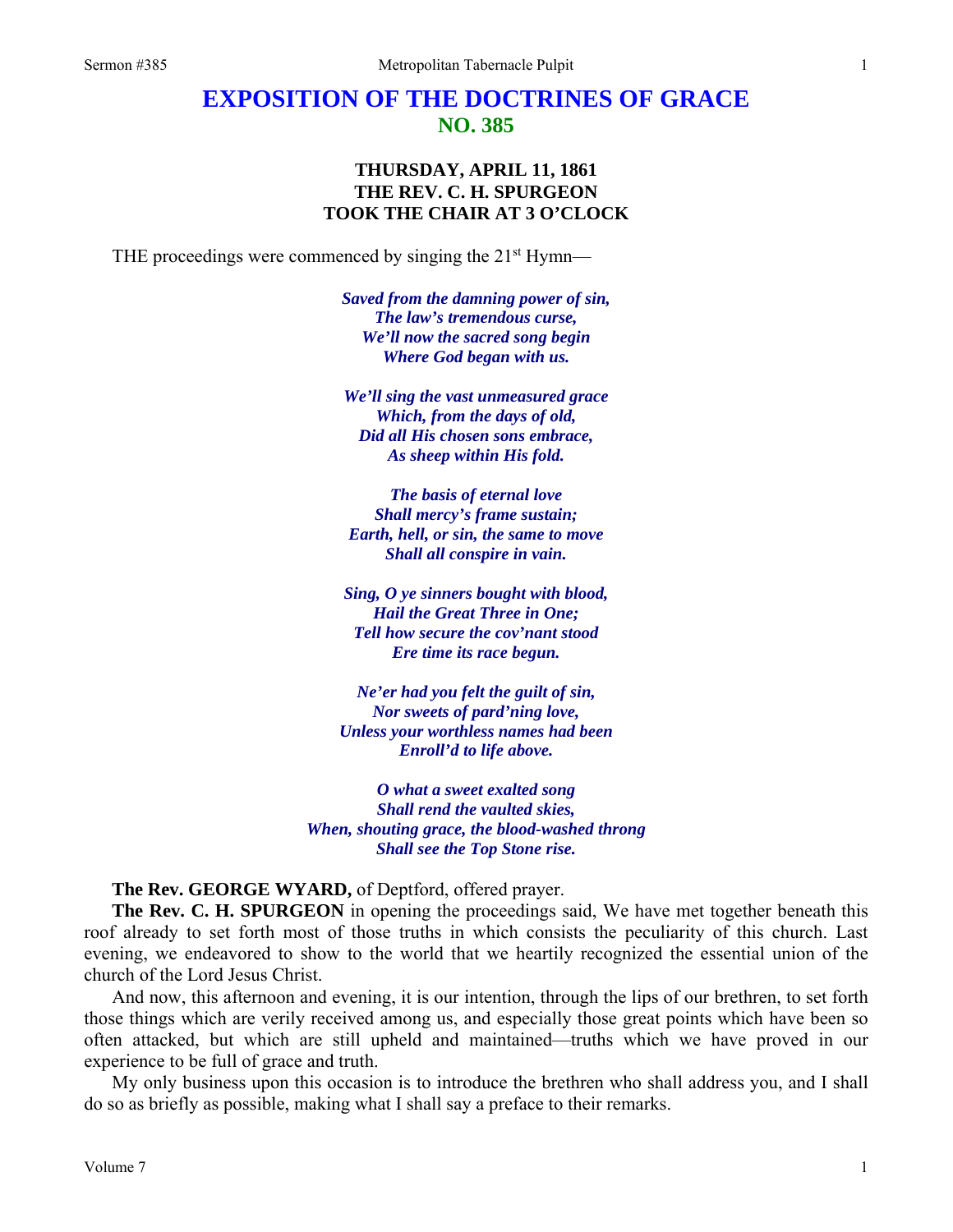# EXPOSITION OF THE DOCTRINES OF GRACE
## NO. 385

### THURSDAY, APRIL 11, 1861
### THE REV. C. H. SPURGEON
### TOOK THE CHAIR AT 3 O'CLOCK

THE proceedings were commenced by singing the 21st Hymn—

*Saved from the damning power of sin,*
*The law's tremendous curse,*
*We'll now the sacred song begin*
*Where God began with us.*

*We'll sing the vast unmeasured grace*
*Which, from the days of old,*
*Did all His chosen sons embrace,*
*As sheep within His fold.*

*The basis of eternal love*
*Shall mercy's frame sustain;*
*Earth, hell, or sin, the same to move*
*Shall all conspire in vain.*

*Sing, O ye sinners bought with blood,*
*Hail the Great Three in One;*
*Tell how secure the cov'nant stood*
*Ere time its race begun.*

*Ne'er had you felt the guilt of sin,*
*Nor sweets of pard'ning love,*
*Unless your worthless names had been*
*Enroll'd to life above.*

*O what a sweet exalted song*
*Shall rend the vaulted skies,*
*When, shouting grace, the blood-washed throng*
*Shall see the Top Stone rise.*

**The Rev. GEORGE WYARD,** of Deptford, offered prayer.

**The Rev. C. H. SPURGEON** in opening the proceedings said, We have met together beneath this roof already to set forth most of those truths in which consists the peculiarity of this church. Last evening, we endeavored to show to the world that we heartily recognized the essential union of the church of the Lord Jesus Christ.

And now, this afternoon and evening, it is our intention, through the lips of our brethren, to set forth those things which are verily received among us, and especially those great points which have been so often attacked, but which are still upheld and maintained—truths which we have proved in our experience to be full of grace and truth.

My only business upon this occasion is to introduce the brethren who shall address you, and I shall do so as briefly as possible, making what I shall say a preface to their remarks.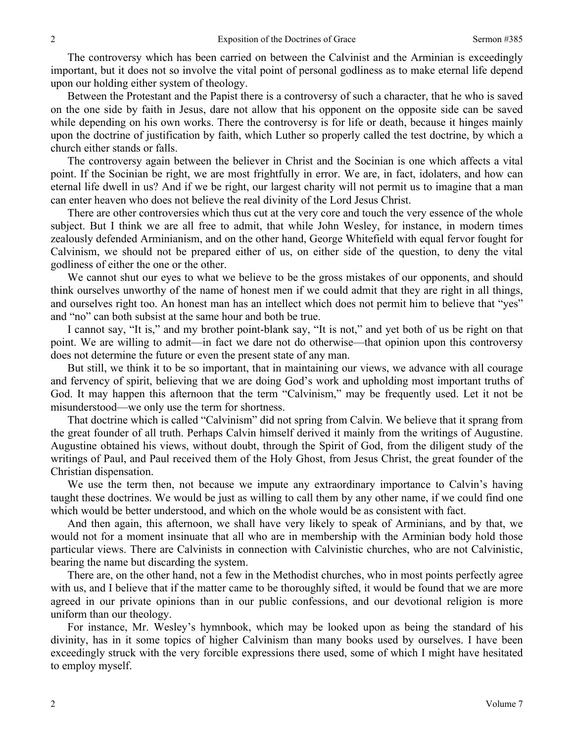The controversy which has been carried on between the Calvinist and the Arminian is exceedingly important, but it does not so involve the vital point of personal godliness as to make eternal life depend upon our holding either system of theology.

Between the Protestant and the Papist there is a controversy of such a character, that he who is saved on the one side by faith in Jesus, dare not allow that his opponent on the opposite side can be saved while depending on his own works. There the controversy is for life or death, because it hinges mainly upon the doctrine of justification by faith, which Luther so properly called the test doctrine, by which a church either stands or falls.

The controversy again between the believer in Christ and the Socinian is one which affects a vital point. If the Socinian be right, we are most frightfully in error. We are, in fact, idolaters, and how can eternal life dwell in us? And if we be right, our largest charity will not permit us to imagine that a man can enter heaven who does not believe the real divinity of the Lord Jesus Christ.

There are other controversies which thus cut at the very core and touch the very essence of the whole subject. But I think we are all free to admit, that while John Wesley, for instance, in modern times zealously defended Arminianism, and on the other hand, George Whitefield with equal fervor fought for Calvinism, we should not be prepared either of us, on either side of the question, to deny the vital godliness of either the one or the other.

We cannot shut our eyes to what we believe to be the gross mistakes of our opponents, and should think ourselves unworthy of the name of honest men if we could admit that they are right in all things, and ourselves right too. An honest man has an intellect which does not permit him to believe that "yes" and "no" can both subsist at the same hour and both be true.

I cannot say, "It is," and my brother point-blank say, "It is not," and yet both of us be right on that point. We are willing to admit—in fact we dare not do otherwise—that opinion upon this controversy does not determine the future or even the present state of any man.

But still, we think it to be so important, that in maintaining our views, we advance with all courage and fervency of spirit, believing that we are doing God's work and upholding most important truths of God. It may happen this afternoon that the term "Calvinism," may be frequently used. Let it not be misunderstood—we only use the term for shortness.

That doctrine which is called "Calvinism" did not spring from Calvin. We believe that it sprang from the great founder of all truth. Perhaps Calvin himself derived it mainly from the writings of Augustine. Augustine obtained his views, without doubt, through the Spirit of God, from the diligent study of the writings of Paul, and Paul received them of the Holy Ghost, from Jesus Christ, the great founder of the Christian dispensation.

We use the term then, not because we impute any extraordinary importance to Calvin's having taught these doctrines. We would be just as willing to call them by any other name, if we could find one which would be better understood, and which on the whole would be as consistent with fact.

And then again, this afternoon, we shall have very likely to speak of Arminians, and by that, we would not for a moment insinuate that all who are in membership with the Arminian body hold those particular views. There are Calvinists in connection with Calvinistic churches, who are not Calvinistic, bearing the name but discarding the system.

There are, on the other hand, not a few in the Methodist churches, who in most points perfectly agree with us, and I believe that if the matter came to be thoroughly sifted, it would be found that we are more agreed in our private opinions than in our public confessions, and our devotional religion is more uniform than our theology.

For instance, Mr. Wesley's hymnbook, which may be looked upon as being the standard of his divinity, has in it some topics of higher Calvinism than many books used by ourselves. I have been exceedingly struck with the very forcible expressions there used, some of which I might have hesitated to employ myself.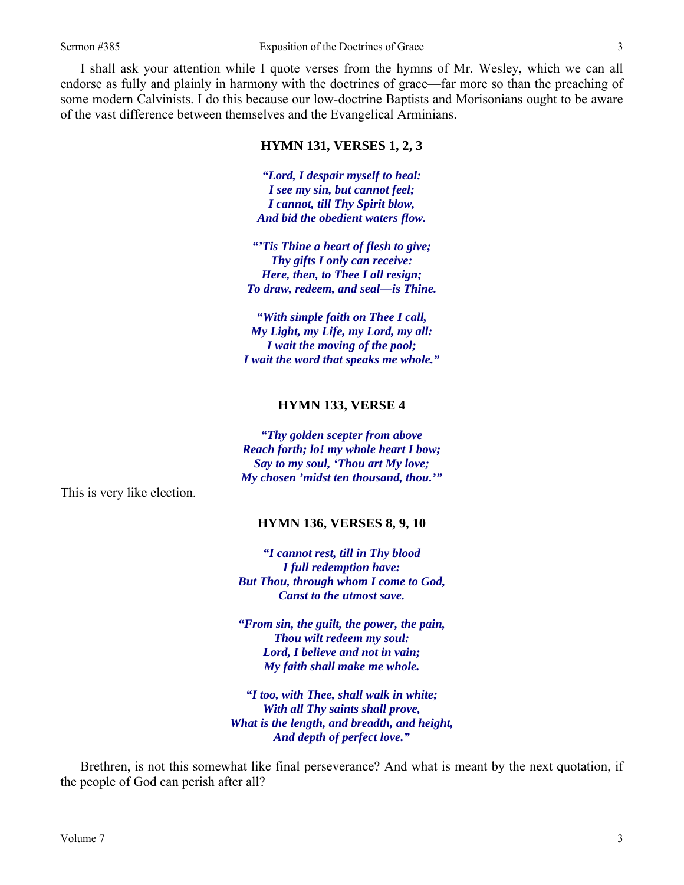I shall ask your attention while I quote verses from the hymns of Mr. Wesley, which we can all endorse as fully and plainly in harmony with the doctrines of grace—far more so than the preaching of some modern Calvinists. I do this because our low-doctrine Baptists and Morisonians ought to be aware of the vast difference between themselves and the Evangelical Arminians.

**HYMN 131, VERSES 1, 2, 3**

***"Lord, I despair myself to heal:***
***I see my sin, but cannot feel;***
***I cannot, till Thy Spirit blow,***
***And bid the obedient waters flow.***

***"'Tis Thine a heart of flesh to give;***
***Thy gifts I only can receive:***
***Here, then, to Thee I all resign;***
***To draw, redeem, and seal—is Thine.***

***"With simple faith on Thee I call,***
***My Light, my Life, my Lord, my all:***
***I wait the moving of the pool;***
***I wait the word that speaks me whole."***

**HYMN 133, VERSE 4**

***"Thy golden scepter from above***
***Reach forth; lo! my whole heart I bow;***
***Say to my soul, 'Thou art My love;***
***My chosen 'midst ten thousand, thou.'"***

This is very like election.

**HYMN 136, VERSES 8, 9, 10**

***"I cannot rest, till in Thy blood***
***I full redemption have:***
***But Thou, through whom I come to God,***
***Canst to the utmost save.***

***"From sin, the guilt, the power, the pain,***
***Thou wilt redeem my soul:***
***Lord, I believe and not in vain;***
***My faith shall make me whole.***

***"I too, with Thee, shall walk in white;***
***With all Thy saints shall prove,***
***What is the length, and breadth, and height,***
***And depth of perfect love."***

Brethren, is not this somewhat like final perseverance? And what is meant by the next quotation, if the people of God can perish after all?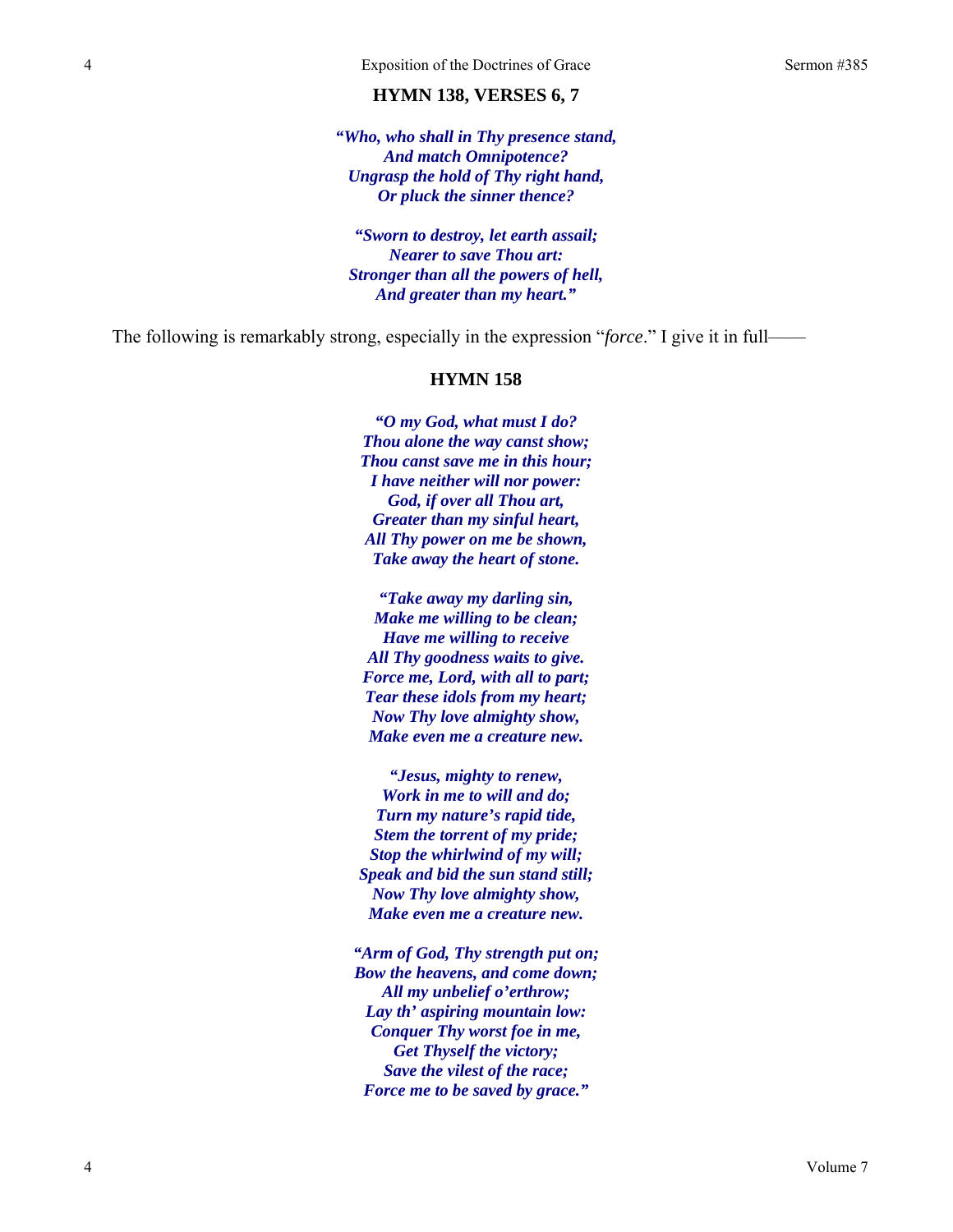### HYMN 138, VERSES 6, 7

*“Who, who shall in Thy presence stand,*
*And match Omnipotence?*
*Ungrasp the hold of Thy right hand,*
*Or pluck the sinner thence?*

*“Sworn to destroy, let earth assail;*
*Nearer to save Thou art:*
*Stronger than all the powers of hell,*
*And greater than my heart.”*

The following is remarkably strong, especially in the expression “*force*.” I give it in full——

### HYMN 158

*“O my God, what must I do?*
*Thou alone the way canst show;*
*Thou canst save me in this hour;*
*I have neither will nor power:*
*God, if over all Thou art,*
*Greater than my sinful heart,*
*All Thy power on me be shown,*
*Take away the heart of stone.*

*“Take away my darling sin,*
*Make me willing to be clean;*
*Have me willing to receive*
*All Thy goodness waits to give.*
*Force me, Lord, with all to part;*
*Tear these idols from my heart;*
*Now Thy love almighty show,*
*Make even me a creature new.*

*“Jesus, mighty to renew,*
*Work in me to will and do;*
*Turn my nature’s rapid tide,*
*Stem the torrent of my pride;*
*Stop the whirlwind of my will;*
*Speak and bid the sun stand still;*
*Now Thy love almighty show,*
*Make even me a creature new.*

*“Arm of God, Thy strength put on;*
*Bow the heavens, and come down;*
*All my unbelief o’erthrow;*
*Lay th’ aspiring mountain low:*
*Conquer Thy worst foe in me,*
*Get Thyself the victory;*
*Save the vilest of the race;*
*Force me to be saved by grace.”*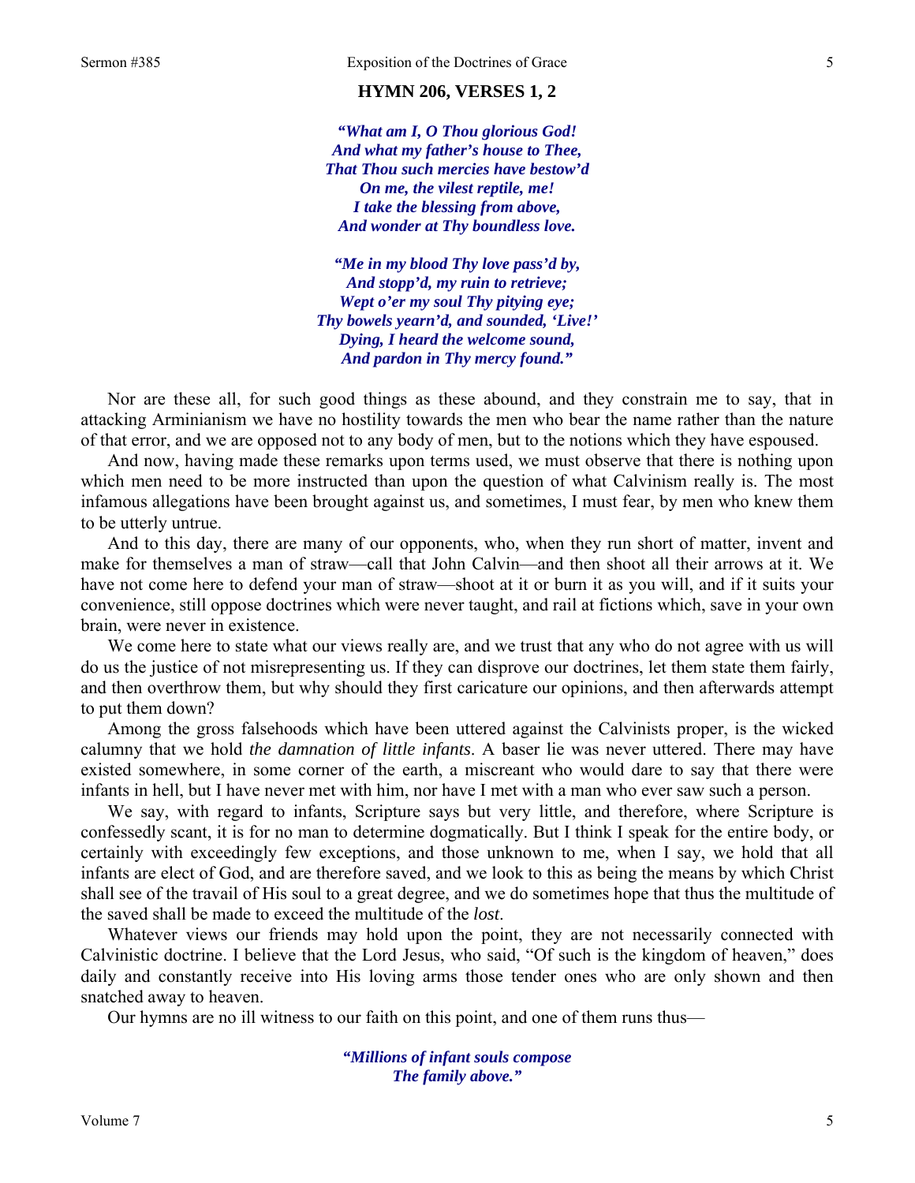### HYMN 206, VERSES 1, 2

***"What am I, O Thou glorious God!***
***And what my father's house to Thee,***
***That Thou such mercies have bestow'd***
***On me, the vilest reptile, me!***
***I take the blessing from above,***
***And wonder at Thy boundless love.***

***"Me in my blood Thy love pass'd by,***
***And stopp'd, my ruin to retrieve;***
***Wept o'er my soul Thy pitying eye;***
***Thy bowels yearn'd, and sounded, 'Live!'***
***Dying, I heard the welcome sound,***
***And pardon in Thy mercy found."***

Nor are these all, for such good things as these abound, and they constrain me to say, that in attacking Arminianism we have no hostility towards the men who bear the name rather than the nature of that error, and we are opposed not to any body of men, but to the notions which they have espoused.

And now, having made these remarks upon terms used, we must observe that there is nothing upon which men need to be more instructed than upon the question of what Calvinism really is. The most infamous allegations have been brought against us, and sometimes, I must fear, by men who knew them to be utterly untrue.

And to this day, there are many of our opponents, who, when they run short of matter, invent and make for themselves a man of straw—call that John Calvin—and then shoot all their arrows at it. We have not come here to defend your man of straw—shoot at it or burn it as you will, and if it suits your convenience, still oppose doctrines which were never taught, and rail at fictions which, save in your own brain, were never in existence.

We come here to state what our views really are, and we trust that any who do not agree with us will do us the justice of not misrepresenting us. If they can disprove our doctrines, let them state them fairly, and then overthrow them, but why should they first caricature our opinions, and then afterwards attempt to put them down?

Among the gross falsehoods which have been uttered against the Calvinists proper, is the wicked calumny that we hold *the damnation of little infants*. A baser lie was never uttered. There may have existed somewhere, in some corner of the earth, a miscreant who would dare to say that there were infants in hell, but I have never met with him, nor have I met with a man who ever saw such a person.

We say, with regard to infants, Scripture says but very little, and therefore, where Scripture is confessedly scant, it is for no man to determine dogmatically. But I think I speak for the entire body, or certainly with exceedingly few exceptions, and those unknown to me, when I say, we hold that all infants are elect of God, and are therefore saved, and we look to this as being the means by which Christ shall see of the travail of His soul to a great degree, and we do sometimes hope that thus the multitude of the saved shall be made to exceed the multitude of the *lost*.

Whatever views our friends may hold upon the point, they are not necessarily connected with Calvinistic doctrine. I believe that the Lord Jesus, who said, "Of such is the kingdom of heaven," does daily and constantly receive into His loving arms those tender ones who are only shown and then snatched away to heaven.

Our hymns are no ill witness to our faith on this point, and one of them runs thus—

***"Millions of infant souls compose***
***The family above."***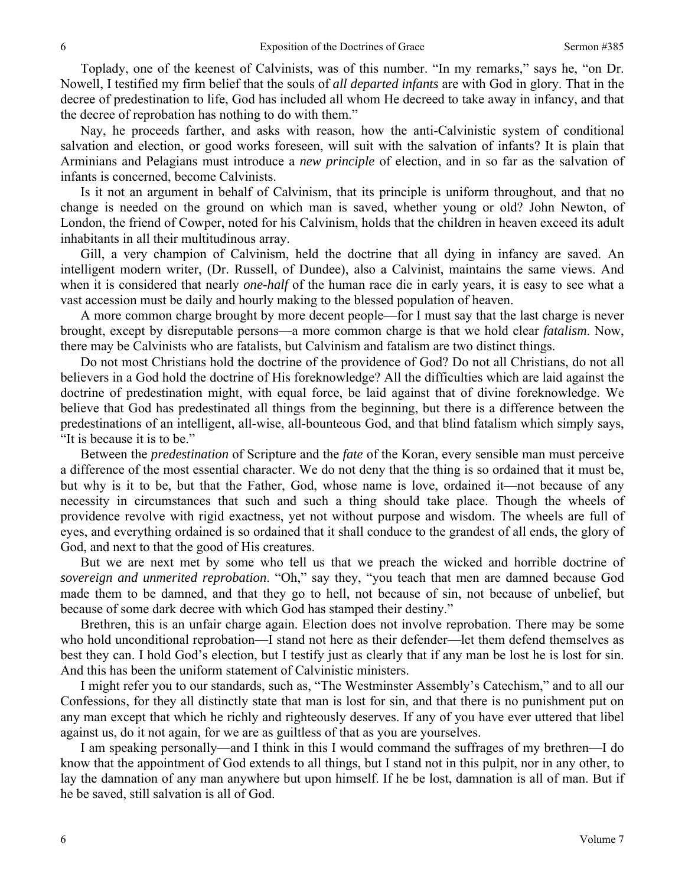Toplady, one of the keenest of Calvinists, was of this number. "In my remarks," says he, "on Dr. Nowell, I testified my firm belief that the souls of *all departed infants* are with God in glory. That in the decree of predestination to life, God has included all whom He decreed to take away in infancy, and that the decree of reprobation has nothing to do with them."

Nay, he proceeds farther, and asks with reason, how the anti-Calvinistic system of conditional salvation and election, or good works foreseen, will suit with the salvation of infants? It is plain that Arminians and Pelagians must introduce a *new principle* of election, and in so far as the salvation of infants is concerned, become Calvinists.

Is it not an argument in behalf of Calvinism, that its principle is uniform throughout, and that no change is needed on the ground on which man is saved, whether young or old? John Newton, of London, the friend of Cowper, noted for his Calvinism, holds that the children in heaven exceed its adult inhabitants in all their multitudinous array.

Gill, a very champion of Calvinism, held the doctrine that all dying in infancy are saved. An intelligent modern writer, (Dr. Russell, of Dundee), also a Calvinist, maintains the same views. And when it is considered that nearly *one-half* of the human race die in early years, it is easy to see what a vast accession must be daily and hourly making to the blessed population of heaven.

A more common charge brought by more decent people—for I must say that the last charge is never brought, except by disreputable persons—a more common charge is that we hold clear *fatalism*. Now, there may be Calvinists who are fatalists, but Calvinism and fatalism are two distinct things.

Do not most Christians hold the doctrine of the providence of God? Do not all Christians, do not all believers in a God hold the doctrine of His foreknowledge? All the difficulties which are laid against the doctrine of predestination might, with equal force, be laid against that of divine foreknowledge. We believe that God has predestinated all things from the beginning, but there is a difference between the predestinations of an intelligent, all-wise, all-bounteous God, and that blind fatalism which simply says, "It is because it is to be."

Between the *predestination* of Scripture and the *fate* of the Koran, every sensible man must perceive a difference of the most essential character. We do not deny that the thing is so ordained that it must be, but why is it to be, but that the Father, God, whose name is love, ordained it—not because of any necessity in circumstances that such and such a thing should take place. Though the wheels of providence revolve with rigid exactness, yet not without purpose and wisdom. The wheels are full of eyes, and everything ordained is so ordained that it shall conduce to the grandest of all ends, the glory of God, and next to that the good of His creatures.

But we are next met by some who tell us that we preach the wicked and horrible doctrine of *sovereign and unmerited reprobation*. "Oh," say they, "you teach that men are damned because God made them to be damned, and that they go to hell, not because of sin, not because of unbelief, but because of some dark decree with which God has stamped their destiny."

Brethren, this is an unfair charge again. Election does not involve reprobation. There may be some who hold unconditional reprobation—I stand not here as their defender—let them defend themselves as best they can. I hold God's election, but I testify just as clearly that if any man be lost he is lost for sin. And this has been the uniform statement of Calvinistic ministers.

I might refer you to our standards, such as, "The Westminster Assembly's Catechism," and to all our Confessions, for they all distinctly state that man is lost for sin, and that there is no punishment put on any man except that which he richly and righteously deserves. If any of you have ever uttered that libel against us, do it not again, for we are as guiltless of that as you are yourselves.

I am speaking personally—and I think in this I would command the suffrages of my brethren—I do know that the appointment of God extends to all things, but I stand not in this pulpit, nor in any other, to lay the damnation of any man anywhere but upon himself. If he be lost, damnation is all of man. But if he be saved, still salvation is all of God.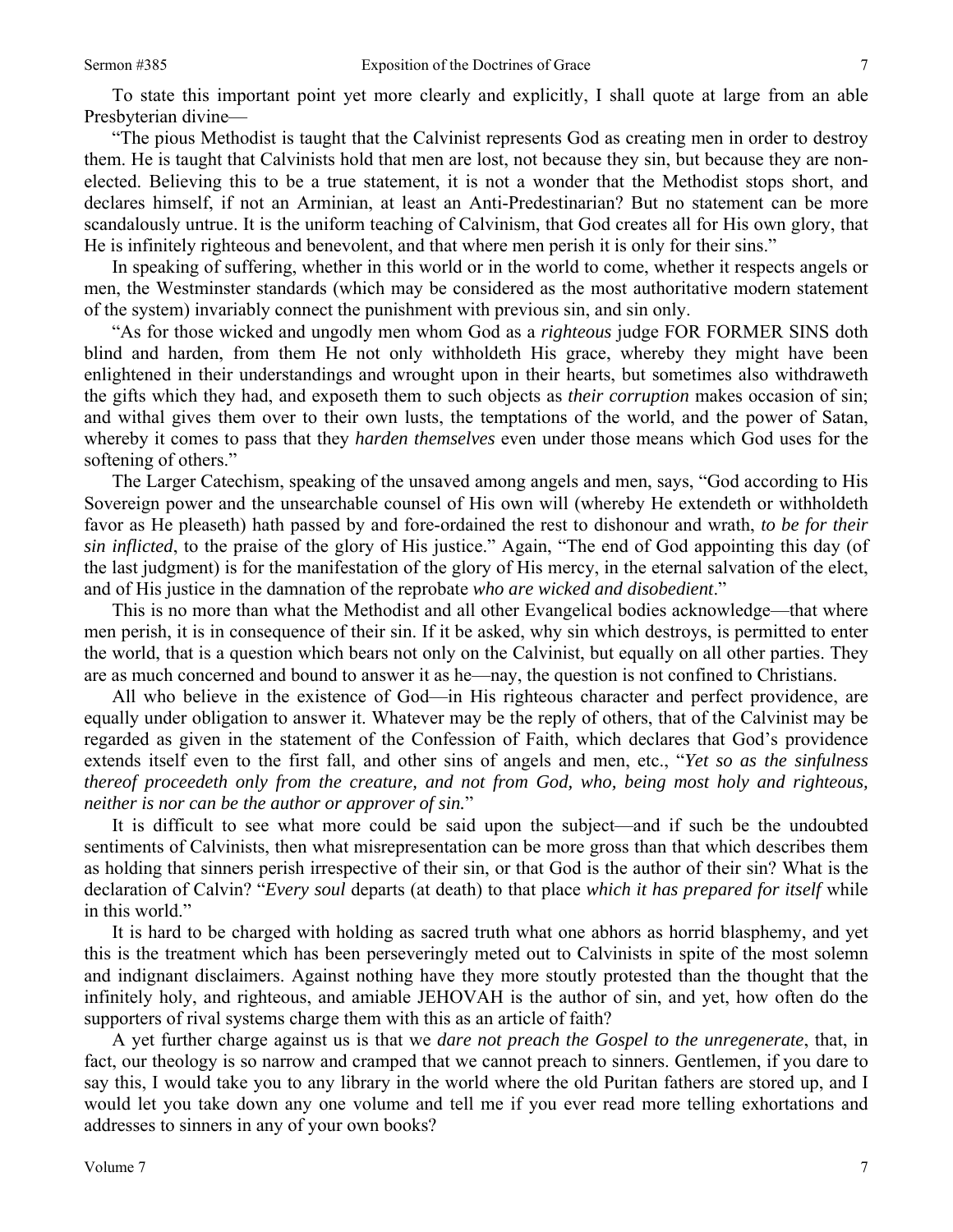To state this important point yet more clearly and explicitly, I shall quote at large from an able Presbyterian divine—

"The pious Methodist is taught that the Calvinist represents God as creating men in order to destroy them. He is taught that Calvinists hold that men are lost, not because they sin, but because they are non-elected. Believing this to be a true statement, it is not a wonder that the Methodist stops short, and declares himself, if not an Arminian, at least an Anti-Predestinarian? But no statement can be more scandalously untrue. It is the uniform teaching of Calvinism, that God creates all for His own glory, that He is infinitely righteous and benevolent, and that where men perish it is only for their sins."

In speaking of suffering, whether in this world or in the world to come, whether it respects angels or men, the Westminster standards (which may be considered as the most authoritative modern statement of the system) invariably connect the punishment with previous sin, and sin only.

"As for those wicked and ungodly men whom God as a *righteous* judge FOR FORMER SINS doth blind and harden, from them He not only withholdeth His grace, whereby they might have been enlightened in their understandings and wrought upon in their hearts, but sometimes also withdraweth the gifts which they had, and exposeth them to such objects as *their corruption* makes occasion of sin; and withal gives them over to their own lusts, the temptations of the world, and the power of Satan, whereby it comes to pass that they *harden themselves* even under those means which God uses for the softening of others."

The Larger Catechism, speaking of the unsaved among angels and men, says, "God according to His Sovereign power and the unsearchable counsel of His own will (whereby He extendeth or withholdeth favor as He pleaseth) hath passed by and fore-ordained the rest to dishonour and wrath, *to be for their sin inflicted*, to the praise of the glory of His justice." Again, "The end of God appointing this day (of the last judgment) is for the manifestation of the glory of His mercy, in the eternal salvation of the elect, and of His justice in the damnation of the reprobate *who are wicked and disobedient*."

This is no more than what the Methodist and all other Evangelical bodies acknowledge—that where men perish, it is in consequence of their sin. If it be asked, why sin which destroys, is permitted to enter the world, that is a question which bears not only on the Calvinist, but equally on all other parties. They are as much concerned and bound to answer it as he—nay, the question is not confined to Christians.

All who believe in the existence of God—in His righteous character and perfect providence, are equally under obligation to answer it. Whatever may be the reply of others, that of the Calvinist may be regarded as given in the statement of the Confession of Faith, which declares that God's providence extends itself even to the first fall, and other sins of angels and men, etc., "*Yet so as the sinfulness thereof proceedeth only from the creature, and not from God, who, being most holy and righteous, neither is nor can be the author or approver of sin.*"

It is difficult to see what more could be said upon the subject—and if such be the undoubted sentiments of Calvinists, then what misrepresentation can be more gross than that which describes them as holding that sinners perish irrespective of their sin, or that God is the author of their sin? What is the declaration of Calvin? "*Every soul* departs (at death) to that place *which it has prepared for itself* while in this world."

It is hard to be charged with holding as sacred truth what one abhors as horrid blasphemy, and yet this is the treatment which has been perseveringly meted out to Calvinists in spite of the most solemn and indignant disclaimers. Against nothing have they more stoutly protested than the thought that the infinitely holy, and righteous, and amiable JEHOVAH is the author of sin, and yet, how often do the supporters of rival systems charge them with this as an article of faith?

A yet further charge against us is that we *dare not preach the Gospel to the unregenerate*, that, in fact, our theology is so narrow and cramped that we cannot preach to sinners. Gentlemen, if you dare to say this, I would take you to any library in the world where the old Puritan fathers are stored up, and I would let you take down any one volume and tell me if you ever read more telling exhortations and addresses to sinners in any of your own books?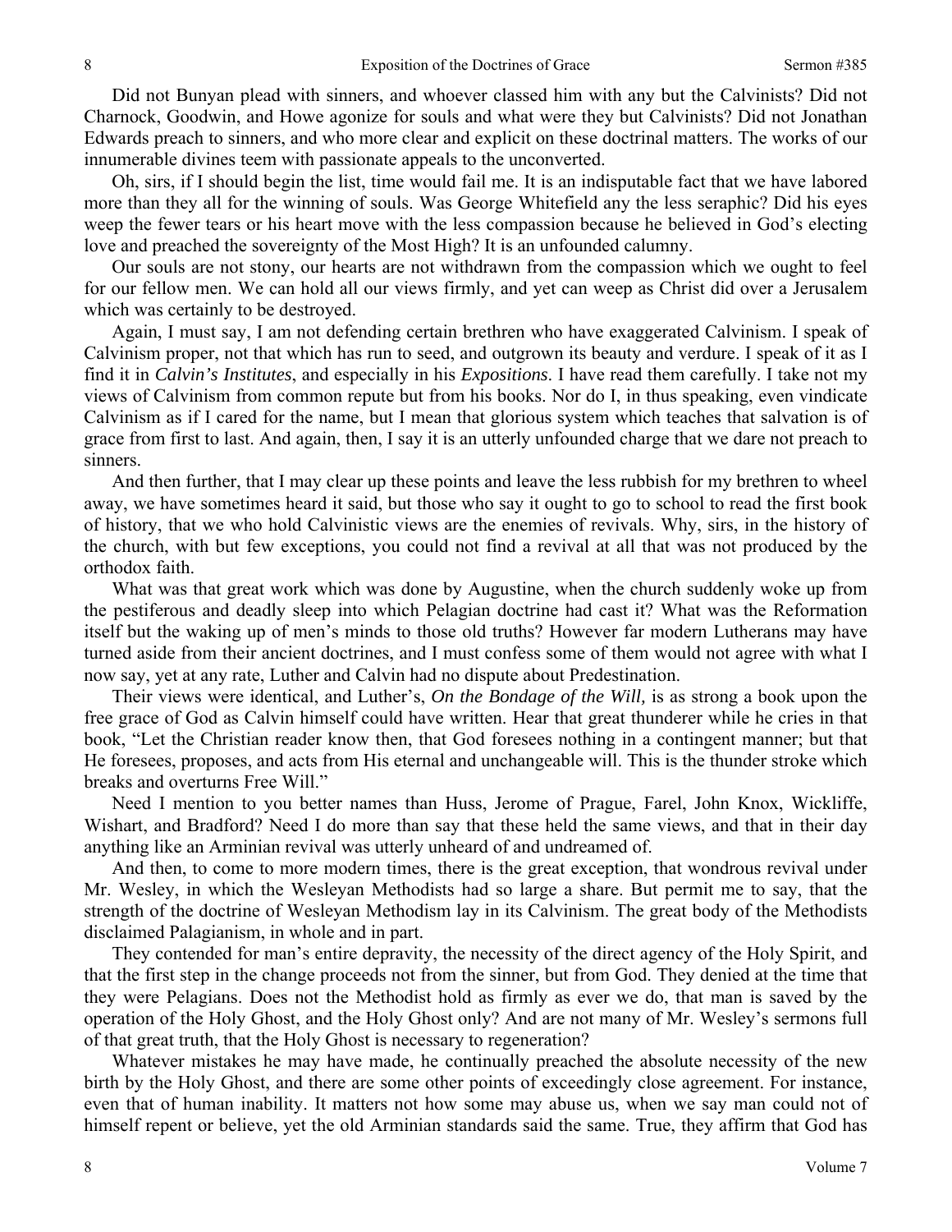Did not Bunyan plead with sinners, and whoever classed him with any but the Calvinists? Did not Charnock, Goodwin, and Howe agonize for souls and what were they but Calvinists? Did not Jonathan Edwards preach to sinners, and who more clear and explicit on these doctrinal matters. The works of our innumerable divines teem with passionate appeals to the unconverted.

Oh, sirs, if I should begin the list, time would fail me. It is an indisputable fact that we have labored more than they all for the winning of souls. Was George Whitefield any the less seraphic? Did his eyes weep the fewer tears or his heart move with the less compassion because he believed in God's electing love and preached the sovereignty of the Most High? It is an unfounded calumny.

Our souls are not stony, our hearts are not withdrawn from the compassion which we ought to feel for our fellow men. We can hold all our views firmly, and yet can weep as Christ did over a Jerusalem which was certainly to be destroyed.

Again, I must say, I am not defending certain brethren who have exaggerated Calvinism. I speak of Calvinism proper, not that which has run to seed, and outgrown its beauty and verdure. I speak of it as I find it in *Calvin's Institutes*, and especially in his *Expositions*. I have read them carefully. I take not my views of Calvinism from common repute but from his books. Nor do I, in thus speaking, even vindicate Calvinism as if I cared for the name, but I mean that glorious system which teaches that salvation is of grace from first to last. And again, then, I say it is an utterly unfounded charge that we dare not preach to sinners.

And then further, that I may clear up these points and leave the less rubbish for my brethren to wheel away, we have sometimes heard it said, but those who say it ought to go to school to read the first book of history, that we who hold Calvinistic views are the enemies of revivals. Why, sirs, in the history of the church, with but few exceptions, you could not find a revival at all that was not produced by the orthodox faith.

What was that great work which was done by Augustine, when the church suddenly woke up from the pestiferous and deadly sleep into which Pelagian doctrine had cast it? What was the Reformation itself but the waking up of men's minds to those old truths? However far modern Lutherans may have turned aside from their ancient doctrines, and I must confess some of them would not agree with what I now say, yet at any rate, Luther and Calvin had no dispute about Predestination.

Their views were identical, and Luther's, *On the Bondage of the Will,* is as strong a book upon the free grace of God as Calvin himself could have written. Hear that great thunderer while he cries in that book, "Let the Christian reader know then, that God foresees nothing in a contingent manner; but that He foresees, proposes, and acts from His eternal and unchangeable will. This is the thunder stroke which breaks and overturns Free Will."

Need I mention to you better names than Huss, Jerome of Prague, Farel, John Knox, Wickliffe, Wishart, and Bradford? Need I do more than say that these held the same views, and that in their day anything like an Arminian revival was utterly unheard of and undreamed of.

And then, to come to more modern times, there is the great exception, that wondrous revival under Mr. Wesley, in which the Wesleyan Methodists had so large a share. But permit me to say, that the strength of the doctrine of Wesleyan Methodism lay in its Calvinism. The great body of the Methodists disclaimed Palagianism, in whole and in part.

They contended for man's entire depravity, the necessity of the direct agency of the Holy Spirit, and that the first step in the change proceeds not from the sinner, but from God. They denied at the time that they were Pelagians. Does not the Methodist hold as firmly as ever we do, that man is saved by the operation of the Holy Ghost, and the Holy Ghost only? And are not many of Mr. Wesley's sermons full of that great truth, that the Holy Ghost is necessary to regeneration?

Whatever mistakes he may have made, he continually preached the absolute necessity of the new birth by the Holy Ghost, and there are some other points of exceedingly close agreement. For instance, even that of human inability. It matters not how some may abuse us, when we say man could not of himself repent or believe, yet the old Arminian standards said the same. True, they affirm that God has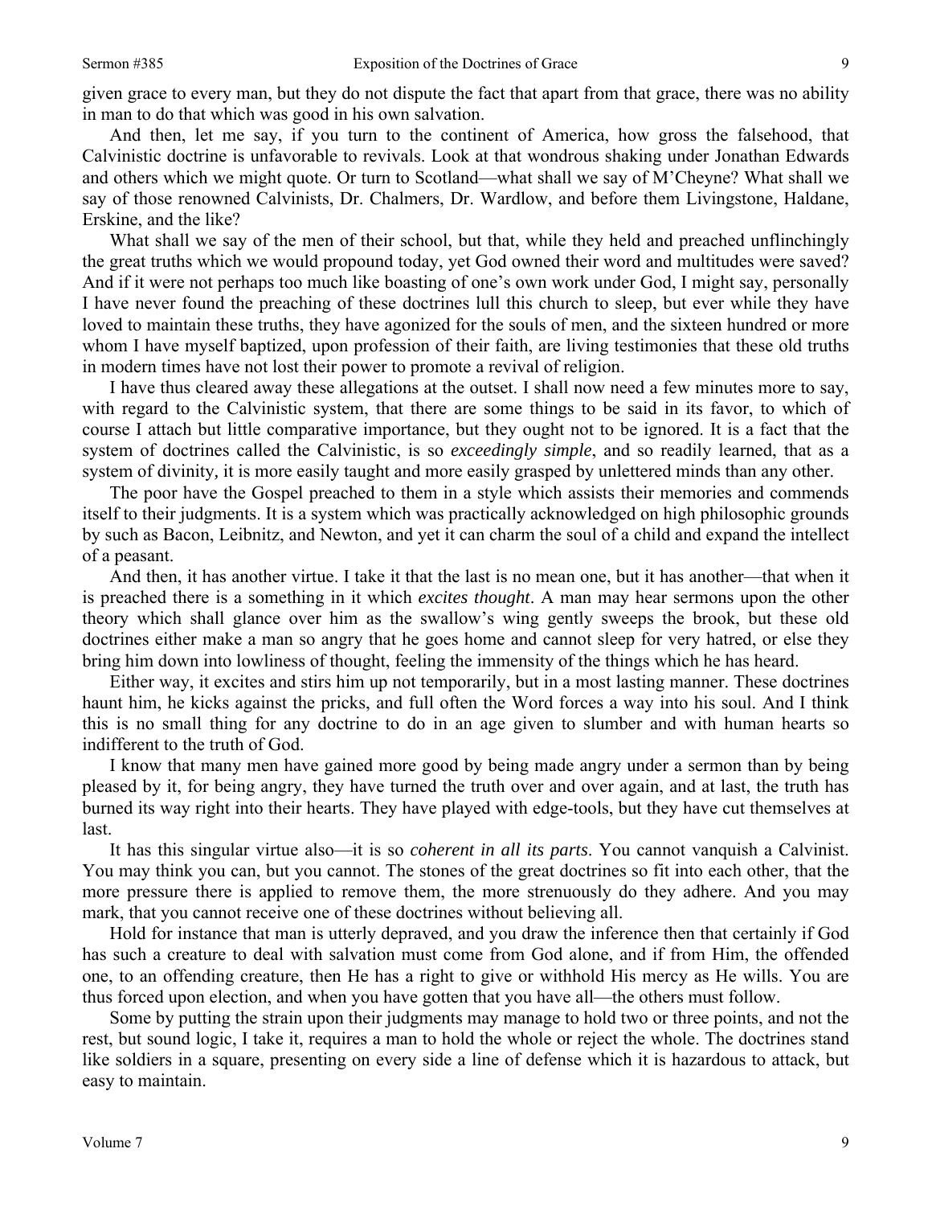given grace to every man, but they do not dispute the fact that apart from that grace, there was no ability in man to do that which was good in his own salvation.

And then, let me say, if you turn to the continent of America, how gross the falsehood, that Calvinistic doctrine is unfavorable to revivals. Look at that wondrous shaking under Jonathan Edwards and others which we might quote. Or turn to Scotland—what shall we say of M'Cheyne? What shall we say of those renowned Calvinists, Dr. Chalmers, Dr. Wardlow, and before them Livingstone, Haldane, Erskine, and the like?

What shall we say of the men of their school, but that, while they held and preached unflinchingly the great truths which we would propound today, yet God owned their word and multitudes were saved? And if it were not perhaps too much like boasting of one's own work under God, I might say, personally I have never found the preaching of these doctrines lull this church to sleep, but ever while they have loved to maintain these truths, they have agonized for the souls of men, and the sixteen hundred or more whom I have myself baptized, upon profession of their faith, are living testimonies that these old truths in modern times have not lost their power to promote a revival of religion.

I have thus cleared away these allegations at the outset. I shall now need a few minutes more to say, with regard to the Calvinistic system, that there are some things to be said in its favor, to which of course I attach but little comparative importance, but they ought not to be ignored. It is a fact that the system of doctrines called the Calvinistic, is so *exceedingly simple*, and so readily learned, that as a system of divinity, it is more easily taught and more easily grasped by unlettered minds than any other.

The poor have the Gospel preached to them in a style which assists their memories and commends itself to their judgments. It is a system which was practically acknowledged on high philosophic grounds by such as Bacon, Leibnitz, and Newton, and yet it can charm the soul of a child and expand the intellect of a peasant.

And then, it has another virtue. I take it that the last is no mean one, but it has another—that when it is preached there is a something in it which *excites thought*. A man may hear sermons upon the other theory which shall glance over him as the swallow's wing gently sweeps the brook, but these old doctrines either make a man so angry that he goes home and cannot sleep for very hatred, or else they bring him down into lowliness of thought, feeling the immensity of the things which he has heard.

Either way, it excites and stirs him up not temporarily, but in a most lasting manner. These doctrines haunt him, he kicks against the pricks, and full often the Word forces a way into his soul. And I think this is no small thing for any doctrine to do in an age given to slumber and with human hearts so indifferent to the truth of God.

I know that many men have gained more good by being made angry under a sermon than by being pleased by it, for being angry, they have turned the truth over and over again, and at last, the truth has burned its way right into their hearts. They have played with edge-tools, but they have cut themselves at last.

It has this singular virtue also—it is so *coherent in all its parts*. You cannot vanquish a Calvinist. You may think you can, but you cannot. The stones of the great doctrines so fit into each other, that the more pressure there is applied to remove them, the more strenuously do they adhere. And you may mark, that you cannot receive one of these doctrines without believing all.

Hold for instance that man is utterly depraved, and you draw the inference then that certainly if God has such a creature to deal with salvation must come from God alone, and if from Him, the offended one, to an offending creature, then He has a right to give or withhold His mercy as He wills. You are thus forced upon election, and when you have gotten that you have all—the others must follow.

Some by putting the strain upon their judgments may manage to hold two or three points, and not the rest, but sound logic, I take it, requires a man to hold the whole or reject the whole. The doctrines stand like soldiers in a square, presenting on every side a line of defense which it is hazardous to attack, but easy to maintain.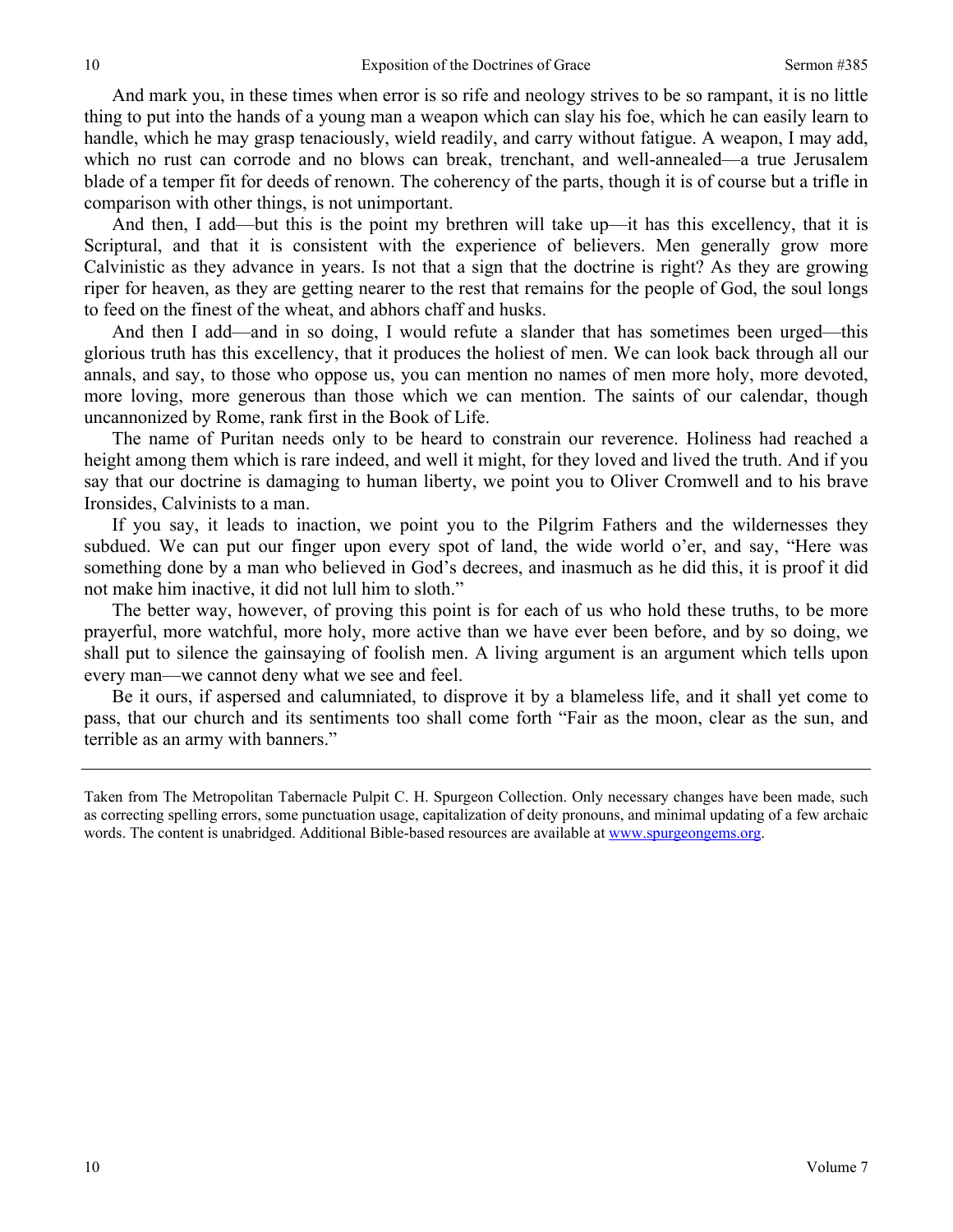And mark you, in these times when error is so rife and neology strives to be so rampant, it is no little thing to put into the hands of a young man a weapon which can slay his foe, which he can easily learn to handle, which he may grasp tenaciously, wield readily, and carry without fatigue. A weapon, I may add, which no rust can corrode and no blows can break, trenchant, and well-annealed—a true Jerusalem blade of a temper fit for deeds of renown. The coherency of the parts, though it is of course but a trifle in comparison with other things, is not unimportant.

And then, I add—but this is the point my brethren will take up—it has this excellency, that it is Scriptural, and that it is consistent with the experience of believers. Men generally grow more Calvinistic as they advance in years. Is not that a sign that the doctrine is right? As they are growing riper for heaven, as they are getting nearer to the rest that remains for the people of God, the soul longs to feed on the finest of the wheat, and abhors chaff and husks.

And then I add—and in so doing, I would refute a slander that has sometimes been urged—this glorious truth has this excellency, that it produces the holiest of men. We can look back through all our annals, and say, to those who oppose us, you can mention no names of men more holy, more devoted, more loving, more generous than those which we can mention. The saints of our calendar, though uncannonized by Rome, rank first in the Book of Life.

The name of Puritan needs only to be heard to constrain our reverence. Holiness had reached a height among them which is rare indeed, and well it might, for they loved and lived the truth. And if you say that our doctrine is damaging to human liberty, we point you to Oliver Cromwell and to his brave Ironsides, Calvinists to a man.

If you say, it leads to inaction, we point you to the Pilgrim Fathers and the wildernesses they subdued. We can put our finger upon every spot of land, the wide world o'er, and say, "Here was something done by a man who believed in God's decrees, and inasmuch as he did this, it is proof it did not make him inactive, it did not lull him to sloth."

The better way, however, of proving this point is for each of us who hold these truths, to be more prayerful, more watchful, more holy, more active than we have ever been before, and by so doing, we shall put to silence the gainsaying of foolish men. A living argument is an argument which tells upon every man—we cannot deny what we see and feel.

Be it ours, if aspersed and calumniated, to disprove it by a blameless life, and it shall yet come to pass, that our church and its sentiments too shall come forth "Fair as the moon, clear as the sun, and terrible as an army with banners."

---

Taken from The Metropolitan Tabernacle Pulpit C. H. Spurgeon Collection. Only necessary changes have been made, such as correcting spelling errors, some punctuation usage, capitalization of deity pronouns, and minimal updating of a few archaic words. The content is unabridged. Additional Bible-based resources are available at www.spurgeongems.org.